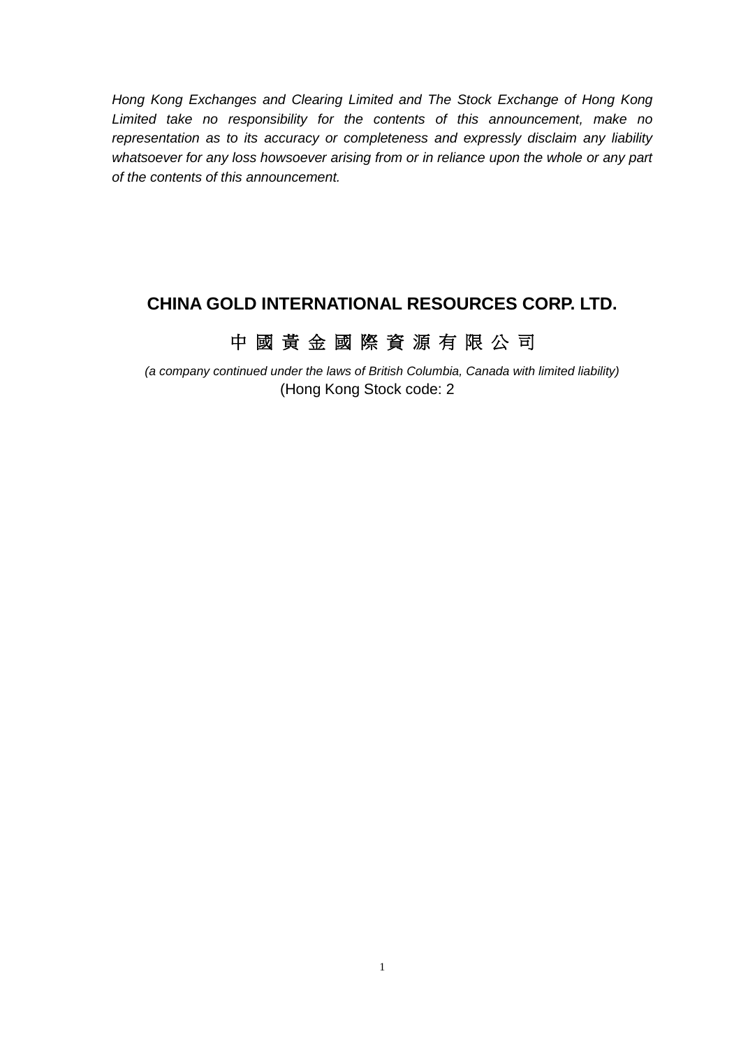*Hong Kong Exchanges and Clearing Limited and The Stock Exchange of Hong Kong Limited take no responsibility for the contents of this announcement, make no representation as to its accuracy or completeness and expressly disclaim any liability whatsoever for any loss howsoever arising from or in reliance upon the whole or any part of the contents of this announcement.*

# CHINA GOLD INTERNATIONAL RESOURCES CORP. LTD.

# 中 國 黃 金 國 際 資 源 有 限 公 司

*(a company continued under the laws of British Columbia, Canada with limited liability)*

(Hong Kong Stock code: 2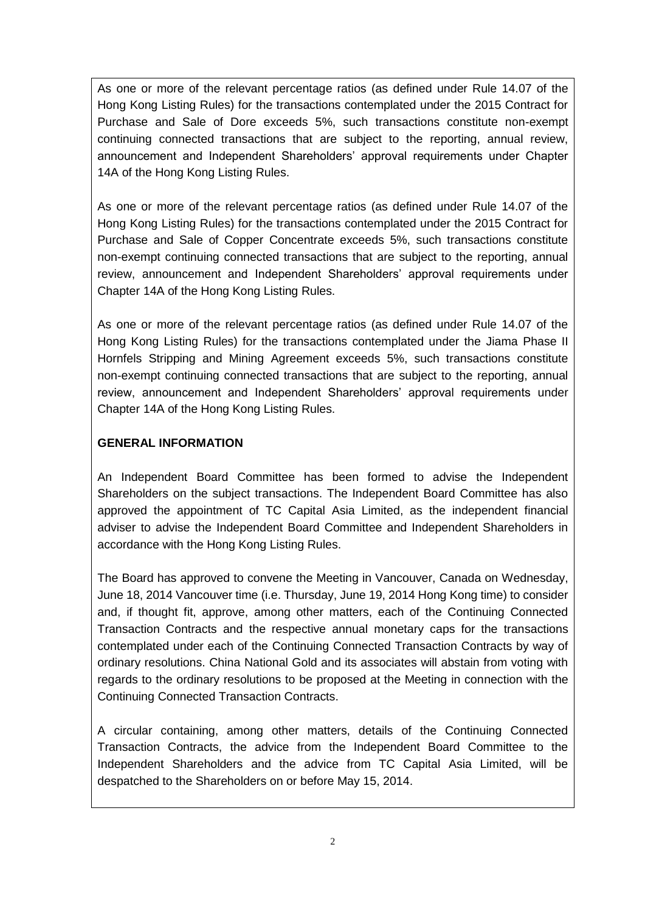As one or more of the relevant percentage ratios (as defined under Rule 14.07 of the Hong Kong Listing Rules) for the transactions contemplated under the 2015 Contract for Purchase and Sale of Dore exceeds 5%, such transactions constitute non-exempt continuing connected transactions that are subject to the reporting, annual review, announcement and Independent Shareholders' approval requirements under Chapter 14A of the Hong Kong Listing Rules.

As one or more of the relevant percentage ratios (as defined under Rule 14.07 of the Hong Kong Listing Rules) for the transactions contemplated under the 2015 Contract for Purchase and Sale of Copper Concentrate exceeds 5%, such transactions constitute non-exempt continuing connected transactions that are subject to the reporting, annual review, announcement and Independent Shareholders' approval requirements under Chapter 14A of the Hong Kong Listing Rules.

As one or more of the relevant percentage ratios (as defined under Rule 14.07 of the Hong Kong Listing Rules) for the transactions contemplated under the Jiama Phase II Hornfels Stripping and Mining Agreement exceeds 5%, such transactions constitute non-exempt continuing connected transactions that are subject to the reporting, annual review, announcement and Independent Shareholders' approval requirements under Chapter 14A of the Hong Kong Listing Rules.

**GENERAL INFORMATION**

An Independent Board Committee has been formed to advise the Independent Shareholders on the subject transactions. The Independent Board Committee has also approved the appointment of TC Capital Asia Limited, as the independent financial adviser to advise the Independent Board Committee and Independent Shareholders in accordance with the Hong Kong Listing Rules.

The Board has approved to convene the Meeting in Vancouver, Canada on Wednesday, June 18, 2014 Vancouver time (i.e. Thursday, June 19, 2014 Hong Kong time) to consider and, if thought fit, approve, among other matters, each of the Continuing Connected Transaction Contracts and the respective annual monetary caps for the transactions contemplated under each of the Continuing Connected Transaction Contracts by way of ordinary resolutions. China National Gold and its associates will abstain from voting with regards to the ordinary resolutions to be proposed at the Meeting in connection with the Continuing Connected Transaction Contracts.

A circular containing, among other matters, details of the Continuing Connected Transaction Contracts, the advice from the Independent Board Committee to the Independent Shareholders and the advice from TC Capital Asia Limited, will be despatched to the Shareholders on or before May 15, 2014.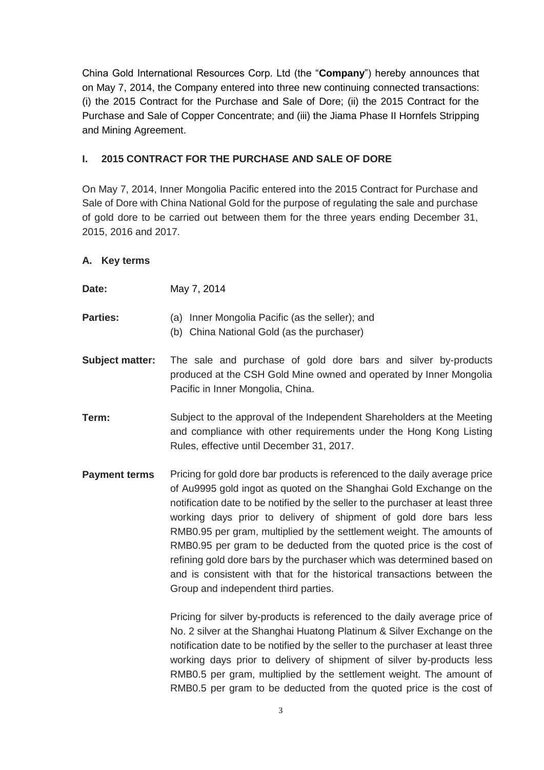China Gold International Resources Corp. Ltd (the "**Company**") hereby announces that on May 7, 2014, the Company entered into three new continuing connected transactions: (i) the 2015 Contract for the Purchase and Sale of Dore; (ii) the 2015 Contract for the Purchase and Sale of Copper Concentrate; and (iii) the Jiama Phase II Hornfels Stripping and Mining Agreement.

## I. 2015 CONTRACT FOR THE PURCHASE AND SALE OF DORE

On May 7, 2014, Inner Mongolia Pacific entered into the 2015 Contract for Purchase and Sale of Dore with China National Gold for the purpose of regulating the sale and purchase of gold dore to be carried out between them for the three years ending December 31, 2015, 2016 and 2017.

### A. Key terms

**Date:** May 7, 2014

**Parties:**
(a) Inner Mongolia Pacific (as the seller); and
(b) China National Gold (as the purchaser)

**Subject matter:** The sale and purchase of gold dore bars and silver by-products produced at the CSH Gold Mine owned and operated by Inner Mongolia Pacific in Inner Mongolia, China.

**Term:** Subject to the approval of the Independent Shareholders at the Meeting and compliance with other requirements under the Hong Kong Listing Rules, effective until December 31, 2017.

**Payment terms** Pricing for gold dore bar products is referenced to the daily average price of Au9995 gold ingot as quoted on the Shanghai Gold Exchange on the notification date to be notified by the seller to the purchaser at least three working days prior to delivery of shipment of gold dore bars less RMB0.95 per gram, multiplied by the settlement weight. The amounts of RMB0.95 per gram to be deducted from the quoted price is the cost of refining gold dore bars by the purchaser which was determined based on and is consistent with that for the historical transactions between the Group and independent third parties.

Pricing for silver by-products is referenced to the daily average price of No. 2 silver at the Shanghai Huatong Platinum & Silver Exchange on the notification date to be notified by the seller to the purchaser at least three working days prior to delivery of shipment of silver by-products less RMB0.5 per gram, multiplied by the settlement weight. The amount of RMB0.5 per gram to be deducted from the quoted price is the cost of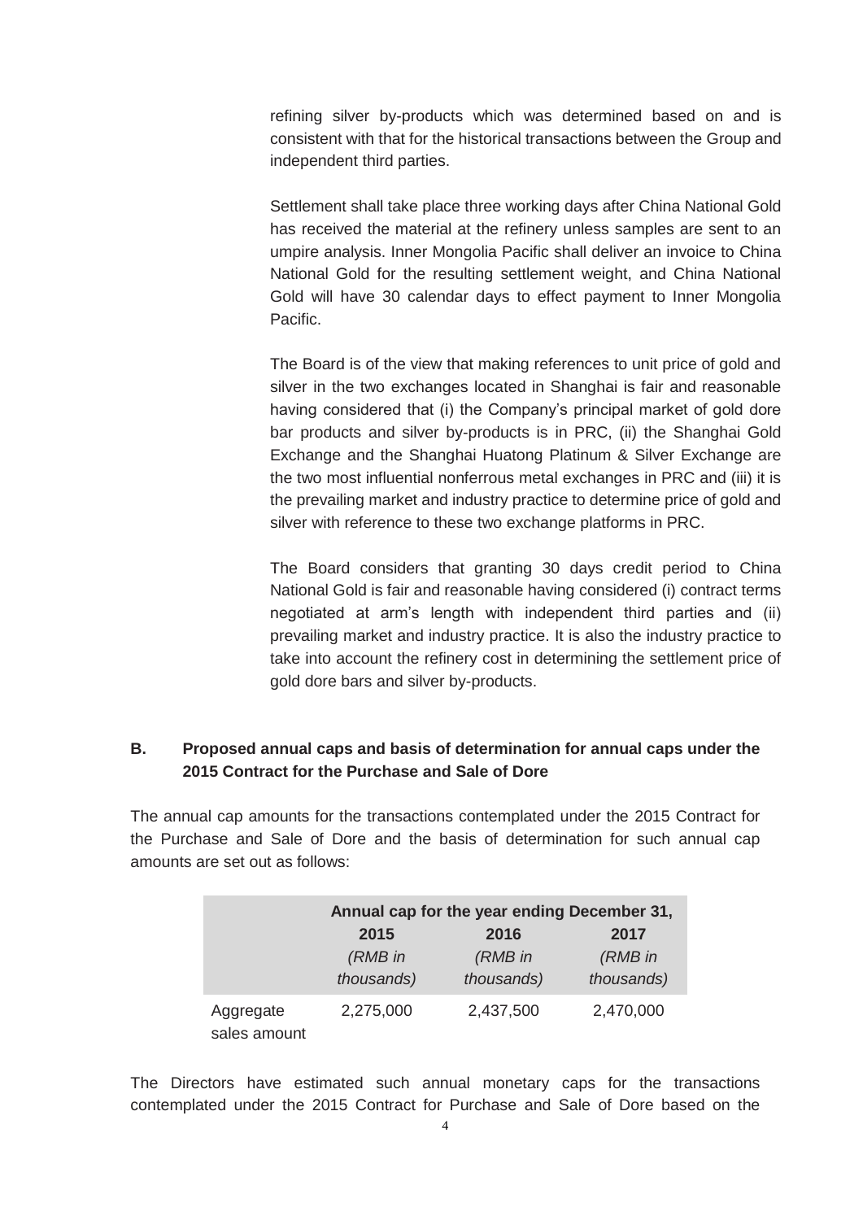refining silver by-products which was determined based on and is consistent with that for the historical transactions between the Group and independent third parties.

Settlement shall take place three working days after China National Gold has received the material at the refinery unless samples are sent to an umpire analysis. Inner Mongolia Pacific shall deliver an invoice to China National Gold for the resulting settlement weight, and China National Gold will have 30 calendar days to effect payment to Inner Mongolia Pacific.

The Board is of the view that making references to unit price of gold and silver in the two exchanges located in Shanghai is fair and reasonable having considered that (i) the Company's principal market of gold dore bar products and silver by-products is in PRC, (ii) the Shanghai Gold Exchange and the Shanghai Huatong Platinum & Silver Exchange are the two most influential nonferrous metal exchanges in PRC and (iii) it is the prevailing market and industry practice to determine price of gold and silver with reference to these two exchange platforms in PRC.

The Board considers that granting 30 days credit period to China National Gold is fair and reasonable having considered (i) contract terms negotiated at arm's length with independent third parties and (ii) prevailing market and industry practice. It is also the industry practice to take into account the refinery cost in determining the settlement price of gold dore bars and silver by-products.

## B. Proposed annual caps and basis of determination for annual caps under the 2015 Contract for the Purchase and Sale of Dore

The annual cap amounts for the transactions contemplated under the 2015 Contract for the Purchase and Sale of Dore and the basis of determination for such annual cap amounts are set out as follows:

| | Annual cap for the year ending December 31, | | |
|---|---|---|---|
| | 2015 *(RMB in thousands)* | 2016 *(RMB in thousands)* | 2017 *(RMB in thousands)* |
| Aggregate sales amount | 2,275,000 | 2,437,500 | 2,470,000 |

The Directors have estimated such annual monetary caps for the transactions contemplated under the 2015 Contract for Purchase and Sale of Dore based on the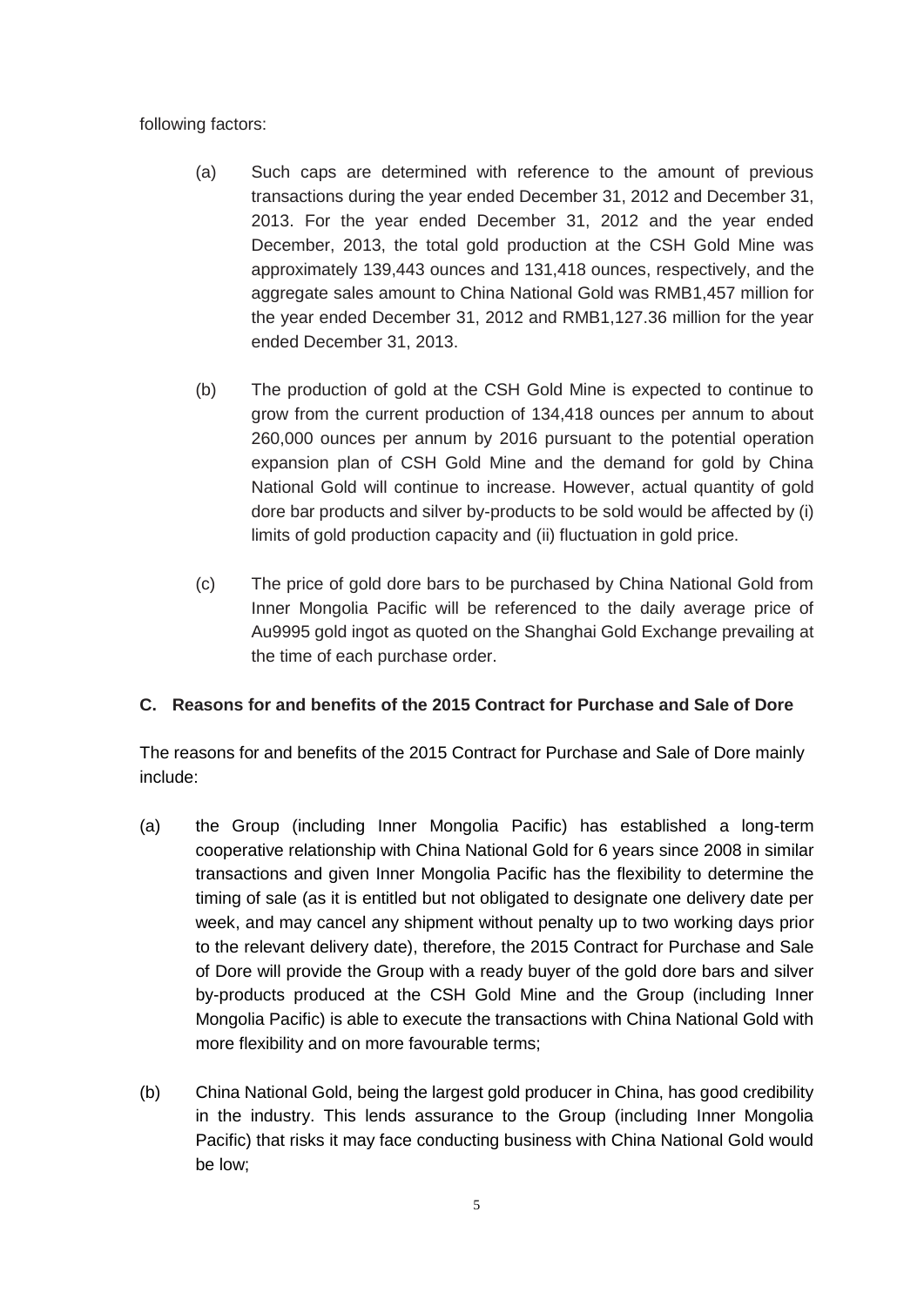following factors:

(a) Such caps are determined with reference to the amount of previous transactions during the year ended December 31, 2012 and December 31, 2013. For the year ended December 31, 2012 and the year ended December, 2013, the total gold production at the CSH Gold Mine was approximately 139,443 ounces and 131,418 ounces, respectively, and the aggregate sales amount to China National Gold was RMB1,457 million for the year ended December 31, 2012 and RMB1,127.36 million for the year ended December 31, 2013.

(b) The production of gold at the CSH Gold Mine is expected to continue to grow from the current production of 134,418 ounces per annum to about 260,000 ounces per annum by 2016 pursuant to the potential operation expansion plan of CSH Gold Mine and the demand for gold by China National Gold will continue to increase. However, actual quantity of gold dore bar products and silver by-products to be sold would be affected by (i) limits of gold production capacity and (ii) fluctuation in gold price.

(c) The price of gold dore bars to be purchased by China National Gold from Inner Mongolia Pacific will be referenced to the daily average price of Au9995 gold ingot as quoted on the Shanghai Gold Exchange prevailing at the time of each purchase order.

**C. Reasons for and benefits of the 2015 Contract for Purchase and Sale of Dore**

The reasons for and benefits of the 2015 Contract for Purchase and Sale of Dore mainly include:

(a) the Group (including Inner Mongolia Pacific) has established a long-term cooperative relationship with China National Gold for 6 years since 2008 in similar transactions and given Inner Mongolia Pacific has the flexibility to determine the timing of sale (as it is entitled but not obligated to designate one delivery date per week, and may cancel any shipment without penalty up to two working days prior to the relevant delivery date), therefore, the 2015 Contract for Purchase and Sale of Dore will provide the Group with a ready buyer of the gold dore bars and silver by-products produced at the CSH Gold Mine and the Group (including Inner Mongolia Pacific) is able to execute the transactions with China National Gold with more flexibility and on more favourable terms;

(b) China National Gold, being the largest gold producer in China, has good credibility in the industry. This lends assurance to the Group (including Inner Mongolia Pacific) that risks it may face conducting business with China National Gold would be low;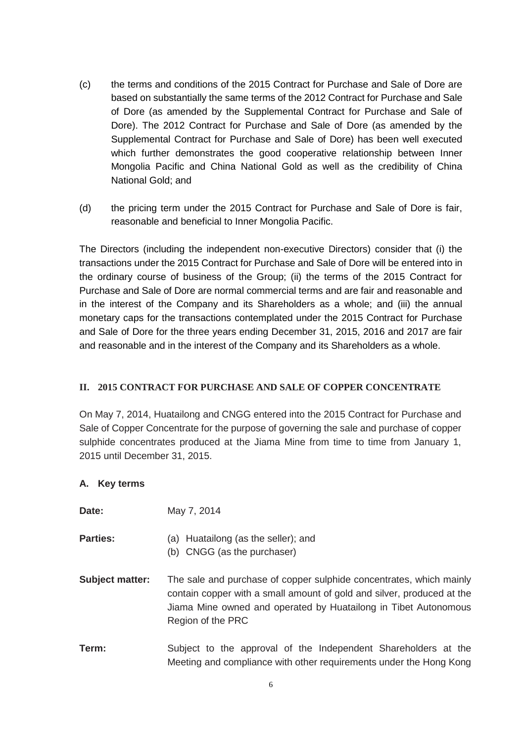(c) the terms and conditions of the 2015 Contract for Purchase and Sale of Dore are based on substantially the same terms of the 2012 Contract for Purchase and Sale of Dore (as amended by the Supplemental Contract for Purchase and Sale of Dore). The 2012 Contract for Purchase and Sale of Dore (as amended by the Supplemental Contract for Purchase and Sale of Dore) has been well executed which further demonstrates the good cooperative relationship between Inner Mongolia Pacific and China National Gold as well as the credibility of China National Gold; and

(d) the pricing term under the 2015 Contract for Purchase and Sale of Dore is fair, reasonable and beneficial to Inner Mongolia Pacific.

The Directors (including the independent non-executive Directors) consider that (i) the transactions under the 2015 Contract for Purchase and Sale of Dore will be entered into in the ordinary course of business of the Group; (ii) the terms of the 2015 Contract for Purchase and Sale of Dore are normal commercial terms and are fair and reasonable and in the interest of the Company and its Shareholders as a whole; and (iii) the annual monetary caps for the transactions contemplated under the 2015 Contract for Purchase and Sale of Dore for the three years ending December 31, 2015, 2016 and 2017 are fair and reasonable and in the interest of the Company and its Shareholders as a whole.

## II. 2015 CONTRACT FOR PURCHASE AND SALE OF COPPER CONCENTRATE

On May 7, 2014, Huatailong and CNGG entered into the 2015 Contract for Purchase and Sale of Copper Concentrate for the purpose of governing the sale and purchase of copper sulphide concentrates produced at the Jiama Mine from time to time from January 1, 2015 until December 31, 2015.

### A. Key terms

**Date:** May 7, 2014

**Parties:**
(a) Huatailong (as the seller); and
(b) CNGG (as the purchaser)

**Subject matter:** The sale and purchase of copper sulphide concentrates, which mainly contain copper with a small amount of gold and silver, produced at the Jiama Mine owned and operated by Huatailong in Tibet Autonomous Region of the PRC

**Term:** Subject to the approval of the Independent Shareholders at the Meeting and compliance with other requirements under the Hong Kong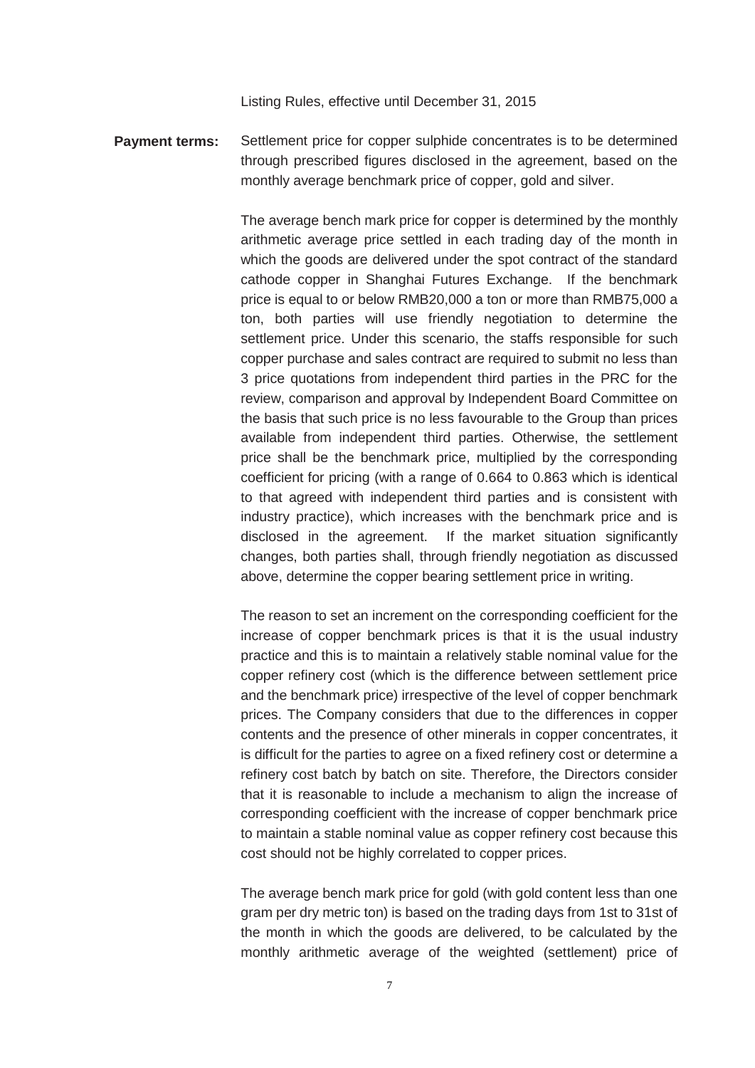Listing Rules, effective until December 31, 2015

**Payment terms:** Settlement price for copper sulphide concentrates is to be determined through prescribed figures disclosed in the agreement, based on the monthly average benchmark price of copper, gold and silver.

The average bench mark price for copper is determined by the monthly arithmetic average price settled in each trading day of the month in which the goods are delivered under the spot contract of the standard cathode copper in Shanghai Futures Exchange. If the benchmark price is equal to or below RMB20,000 a ton or more than RMB75,000 a ton, both parties will use friendly negotiation to determine the settlement price. Under this scenario, the staffs responsible for such copper purchase and sales contract are required to submit no less than 3 price quotations from independent third parties in the PRC for the review, comparison and approval by Independent Board Committee on the basis that such price is no less favourable to the Group than prices available from independent third parties. Otherwise, the settlement price shall be the benchmark price, multiplied by the corresponding coefficient for pricing (with a range of 0.664 to 0.863 which is identical to that agreed with independent third parties and is consistent with industry practice), which increases with the benchmark price and is disclosed in the agreement. If the market situation significantly changes, both parties shall, through friendly negotiation as discussed above, determine the copper bearing settlement price in writing.

The reason to set an increment on the corresponding coefficient for the increase of copper benchmark prices is that it is the usual industry practice and this is to maintain a relatively stable nominal value for the copper refinery cost (which is the difference between settlement price and the benchmark price) irrespective of the level of copper benchmark prices. The Company considers that due to the differences in copper contents and the presence of other minerals in copper concentrates, it is difficult for the parties to agree on a fixed refinery cost or determine a refinery cost batch by batch on site. Therefore, the Directors consider that it is reasonable to include a mechanism to align the increase of corresponding coefficient with the increase of copper benchmark price to maintain a stable nominal value as copper refinery cost because this cost should not be highly correlated to copper prices.

The average bench mark price for gold (with gold content less than one gram per dry metric ton) is based on the trading days from 1st to 31st of the month in which the goods are delivered, to be calculated by the monthly arithmetic average of the weighted (settlement) price of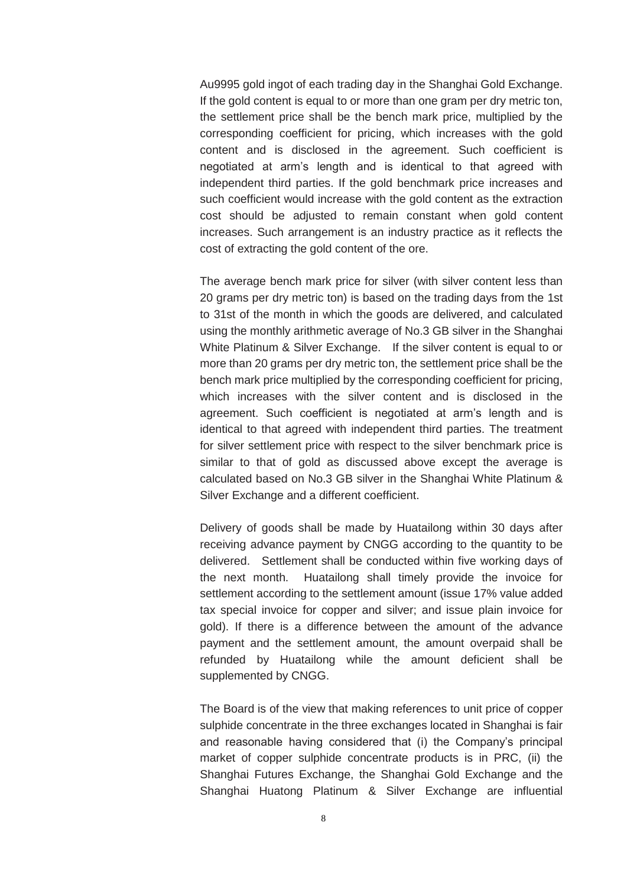Au9995 gold ingot of each trading day in the Shanghai Gold Exchange. If the gold content is equal to or more than one gram per dry metric ton, the settlement price shall be the bench mark price, multiplied by the corresponding coefficient for pricing, which increases with the gold content and is disclosed in the agreement. Such coefficient is negotiated at arm's length and is identical to that agreed with independent third parties. If the gold benchmark price increases and such coefficient would increase with the gold content as the extraction cost should be adjusted to remain constant when gold content increases. Such arrangement is an industry practice as it reflects the cost of extracting the gold content of the ore.

The average bench mark price for silver (with silver content less than 20 grams per dry metric ton) is based on the trading days from the 1st to 31st of the month in which the goods are delivered, and calculated using the monthly arithmetic average of No.3 GB silver in the Shanghai White Platinum & Silver Exchange. If the silver content is equal to or more than 20 grams per dry metric ton, the settlement price shall be the bench mark price multiplied by the corresponding coefficient for pricing, which increases with the silver content and is disclosed in the agreement. Such coefficient is negotiated at arm's length and is identical to that agreed with independent third parties. The treatment for silver settlement price with respect to the silver benchmark price is similar to that of gold as discussed above except the average is calculated based on No.3 GB silver in the Shanghai White Platinum & Silver Exchange and a different coefficient.

Delivery of goods shall be made by Huatailong within 30 days after receiving advance payment by CNGG according to the quantity to be delivered. Settlement shall be conducted within five working days of the next month. Huatailong shall timely provide the invoice for settlement according to the settlement amount (issue 17% value added tax special invoice for copper and silver; and issue plain invoice for gold). If there is a difference between the amount of the advance payment and the settlement amount, the amount overpaid shall be refunded by Huatailong while the amount deficient shall be supplemented by CNGG.

The Board is of the view that making references to unit price of copper sulphide concentrate in the three exchanges located in Shanghai is fair and reasonable having considered that (i) the Company's principal market of copper sulphide concentrate products is in PRC, (ii) the Shanghai Futures Exchange, the Shanghai Gold Exchange and the Shanghai Huatong Platinum & Silver Exchange are influential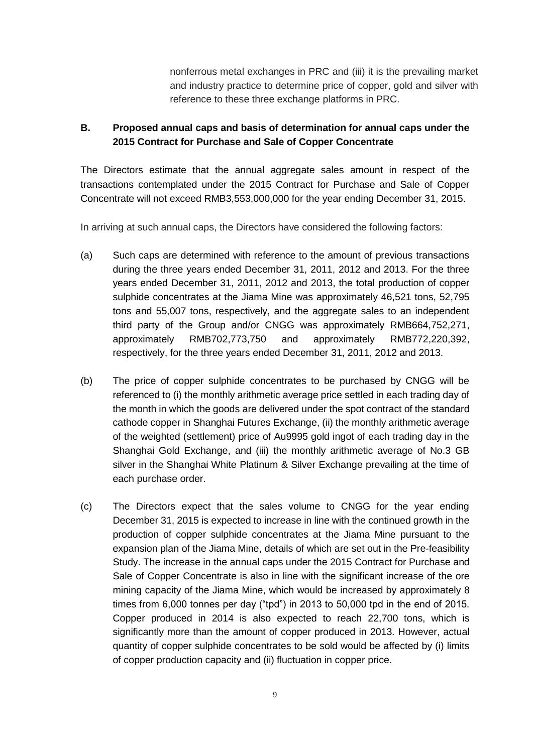nonferrous metal exchanges in PRC and (iii) it is the prevailing market and industry practice to determine price of copper, gold and silver with reference to these three exchange platforms in PRC.

**B. Proposed annual caps and basis of determination for annual caps under the 2015 Contract for Purchase and Sale of Copper Concentrate**

The Directors estimate that the annual aggregate sales amount in respect of the transactions contemplated under the 2015 Contract for Purchase and Sale of Copper Concentrate will not exceed RMB3,553,000,000 for the year ending December 31, 2015.

In arriving at such annual caps, the Directors have considered the following factors:

(a) Such caps are determined with reference to the amount of previous transactions during the three years ended December 31, 2011, 2012 and 2013. For the three years ended December 31, 2011, 2012 and 2013, the total production of copper sulphide concentrates at the Jiama Mine was approximately 46,521 tons, 52,795 tons and 55,007 tons, respectively, and the aggregate sales to an independent third party of the Group and/or CNGG was approximately RMB664,752,271, approximately RMB702,773,750 and approximately RMB772,220,392, respectively, for the three years ended December 31, 2011, 2012 and 2013.

(b) The price of copper sulphide concentrates to be purchased by CNGG will be referenced to (i) the monthly arithmetic average price settled in each trading day of the month in which the goods are delivered under the spot contract of the standard cathode copper in Shanghai Futures Exchange, (ii) the monthly arithmetic average of the weighted (settlement) price of Au9995 gold ingot of each trading day in the Shanghai Gold Exchange, and (iii) the monthly arithmetic average of No.3 GB silver in the Shanghai White Platinum & Silver Exchange prevailing at the time of each purchase order.

(c) The Directors expect that the sales volume to CNGG for the year ending December 31, 2015 is expected to increase in line with the continued growth in the production of copper sulphide concentrates at the Jiama Mine pursuant to the expansion plan of the Jiama Mine, details of which are set out in the Pre-feasibility Study. The increase in the annual caps under the 2015 Contract for Purchase and Sale of Copper Concentrate is also in line with the significant increase of the ore mining capacity of the Jiama Mine, which would be increased by approximately 8 times from 6,000 tonnes per day ("tpd") in 2013 to 50,000 tpd in the end of 2015. Copper produced in 2014 is also expected to reach 22,700 tons, which is significantly more than the amount of copper produced in 2013. However, actual quantity of copper sulphide concentrates to be sold would be affected by (i) limits of copper production capacity and (ii) fluctuation in copper price.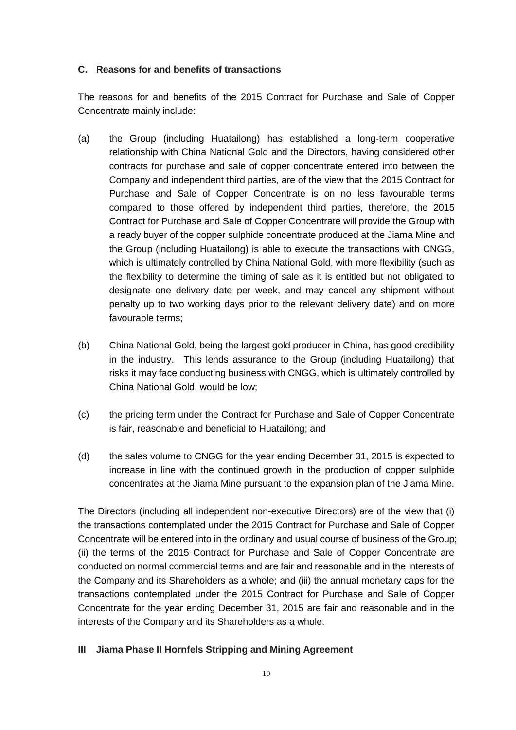### C. Reasons for and benefits of transactions

The reasons for and benefits of the 2015 Contract for Purchase and Sale of Copper Concentrate mainly include:

(a) the Group (including Huatailong) has established a long-term cooperative relationship with China National Gold and the Directors, having considered other contracts for purchase and sale of copper concentrate entered into between the Company and independent third parties, are of the view that the 2015 Contract for Purchase and Sale of Copper Concentrate is on no less favourable terms compared to those offered by independent third parties, therefore, the 2015 Contract for Purchase and Sale of Copper Concentrate will provide the Group with a ready buyer of the copper sulphide concentrate produced at the Jiama Mine and the Group (including Huatailong) is able to execute the transactions with CNGG, which is ultimately controlled by China National Gold, with more flexibility (such as the flexibility to determine the timing of sale as it is entitled but not obligated to designate one delivery date per week, and may cancel any shipment without penalty up to two working days prior to the relevant delivery date) and on more favourable terms;

(b) China National Gold, being the largest gold producer in China, has good credibility in the industry. This lends assurance to the Group (including Huatailong) that risks it may face conducting business with CNGG, which is ultimately controlled by China National Gold, would be low;

(c) the pricing term under the Contract for Purchase and Sale of Copper Concentrate is fair, reasonable and beneficial to Huatailong; and

(d) the sales volume to CNGG for the year ending December 31, 2015 is expected to increase in line with the continued growth in the production of copper sulphide concentrates at the Jiama Mine pursuant to the expansion plan of the Jiama Mine.

The Directors (including all independent non-executive Directors) are of the view that (i) the transactions contemplated under the 2015 Contract for Purchase and Sale of Copper Concentrate will be entered into in the ordinary and usual course of business of the Group; (ii) the terms of the 2015 Contract for Purchase and Sale of Copper Concentrate are conducted on normal commercial terms and are fair and reasonable and in the interests of the Company and its Shareholders as a whole; and (iii) the annual monetary caps for the transactions contemplated under the 2015 Contract for Purchase and Sale of Copper Concentrate for the year ending December 31, 2015 are fair and reasonable and in the interests of the Company and its Shareholders as a whole.

## III Jiama Phase II Hornfels Stripping and Mining Agreement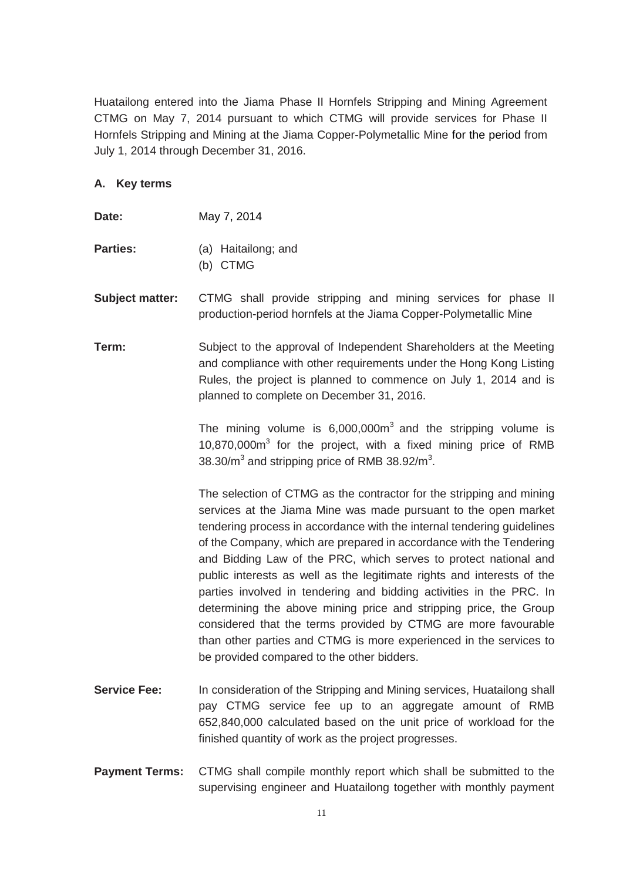Huatailong entered into the Jiama Phase II Hornfels Stripping and Mining Agreement CTMG on May 7, 2014 pursuant to which CTMG will provide services for Phase II Hornfels Stripping and Mining at the Jiama Copper-Polymetallic Mine for the period from July 1, 2014 through December 31, 2016.

**A. Key terms**

**Date:** May 7, 2014

**Parties:** (a) Haitailong; and
(b) CTMG

**Subject matter:** CTMG shall provide stripping and mining services for phase II production-period hornfels at the Jiama Copper-Polymetallic Mine

**Term:** Subject to the approval of Independent Shareholders at the Meeting and compliance with other requirements under the Hong Kong Listing Rules, the project is planned to commence on July 1, 2014 and is planned to complete on December 31, 2016.

The mining volume is 6,000,000m$^3$ and the stripping volume is 10,870,000m$^3$ for the project, with a fixed mining price of RMB 38.30/m$^3$ and stripping price of RMB 38.92/m$^3$.

The selection of CTMG as the contractor for the stripping and mining services at the Jiama Mine was made pursuant to the open market tendering process in accordance with the internal tendering guidelines of the Company, which are prepared in accordance with the Tendering and Bidding Law of the PRC, which serves to protect national and public interests as well as the legitimate rights and interests of the parties involved in tendering and bidding activities in the PRC. In determining the above mining price and stripping price, the Group considered that the terms provided by CTMG are more favourable than other parties and CTMG is more experienced in the services to be provided compared to the other bidders.

**Service Fee:** In consideration of the Stripping and Mining services, Huatailong shall pay CTMG service fee up to an aggregate amount of RMB 652,840,000 calculated based on the unit price of workload for the finished quantity of work as the project progresses.

**Payment Terms:** CTMG shall compile monthly report which shall be submitted to the supervising engineer and Huatailong together with monthly payment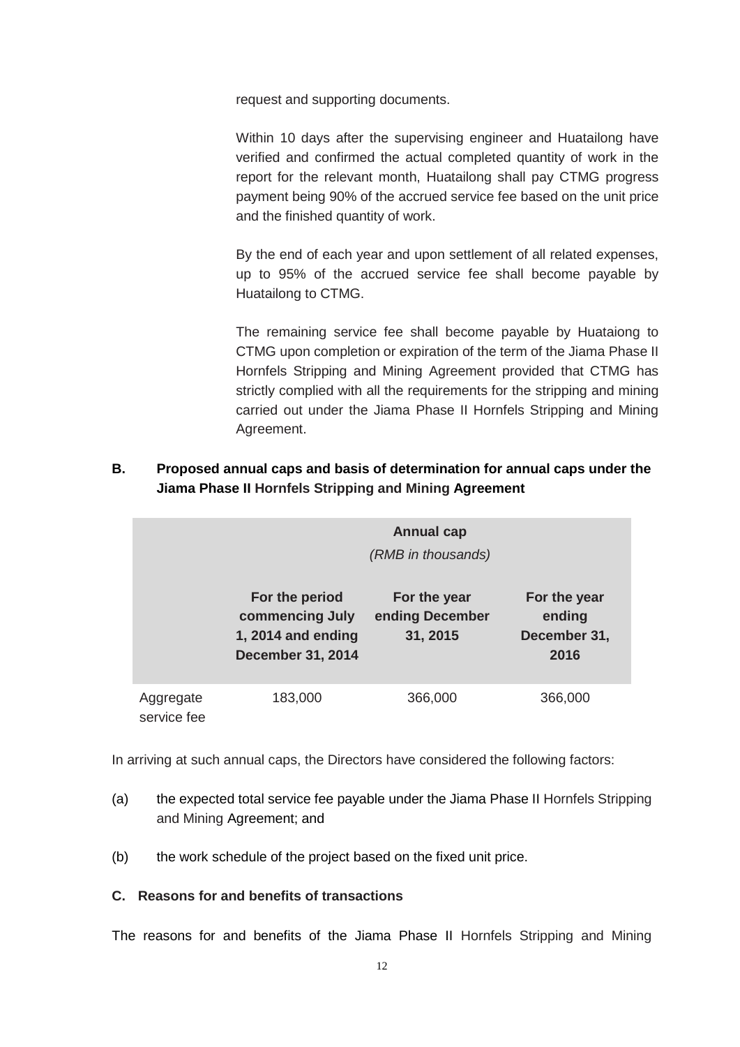request and supporting documents.

Within 10 days after the supervising engineer and Huatailong have verified and confirmed the actual completed quantity of work in the report for the relevant month, Huatailong shall pay CTMG progress payment being 90% of the accrued service fee based on the unit price and the finished quantity of work.

By the end of each year and upon settlement of all related expenses, up to 95% of the accrued service fee shall become payable by Huatailong to CTMG.

The remaining service fee shall become payable by Huataiong to CTMG upon completion or expiration of the term of the Jiama Phase II Hornfels Stripping and Mining Agreement provided that CTMG has strictly complied with all the requirements for the stripping and mining carried out under the Jiama Phase II Hornfels Stripping and Mining Agreement.

**B. Proposed annual caps and basis of determination for annual caps under the Jiama Phase II Hornfels Stripping and Mining Agreement**

| | **Annual cap** *(RMB in thousands)* | | |
|---|---|---|---|
| | **For the period commencing July 1, 2014 and ending December 31, 2014** | **For the year ending December 31, 2015** | **For the year ending December 31, 2016** |
| Aggregate service fee | 183,000 | 366,000 | 366,000 |

In arriving at such annual caps, the Directors have considered the following factors:

(a) the expected total service fee payable under the Jiama Phase II Hornfels Stripping and Mining Agreement; and

(b) the work schedule of the project based on the fixed unit price.

**C. Reasons for and benefits of transactions**

The reasons for and benefits of the Jiama Phase II Hornfels Stripping and Mining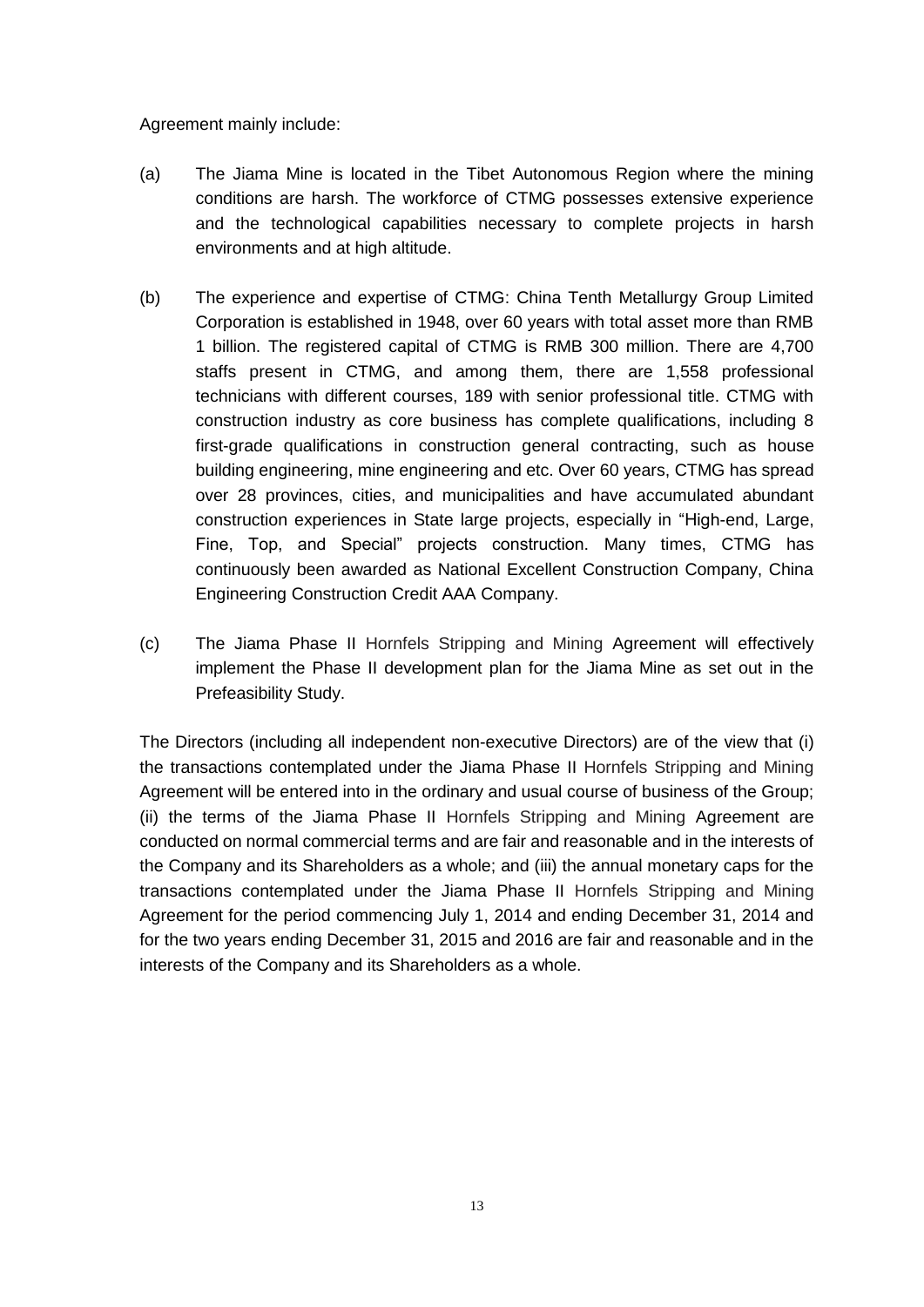Agreement mainly include:

(a) The Jiama Mine is located in the Tibet Autonomous Region where the mining conditions are harsh. The workforce of CTMG possesses extensive experience and the technological capabilities necessary to complete projects in harsh environments and at high altitude.

(b) The experience and expertise of CTMG: China Tenth Metallurgy Group Limited Corporation is established in 1948, over 60 years with total asset more than RMB 1 billion. The registered capital of CTMG is RMB 300 million. There are 4,700 staffs present in CTMG, and among them, there are 1,558 professional technicians with different courses, 189 with senior professional title. CTMG with construction industry as core business has complete qualifications, including 8 first-grade qualifications in construction general contracting, such as house building engineering, mine engineering and etc. Over 60 years, CTMG has spread over 28 provinces, cities, and municipalities and have accumulated abundant construction experiences in State large projects, especially in "High-end, Large, Fine, Top, and Special" projects construction. Many times, CTMG has continuously been awarded as National Excellent Construction Company, China Engineering Construction Credit AAA Company.

(c) The Jiama Phase II Hornfels Stripping and Mining Agreement will effectively implement the Phase II development plan for the Jiama Mine as set out in the Prefeasibility Study.

The Directors (including all independent non-executive Directors) are of the view that (i) the transactions contemplated under the Jiama Phase II Hornfels Stripping and Mining Agreement will be entered into in the ordinary and usual course of business of the Group; (ii) the terms of the Jiama Phase II Hornfels Stripping and Mining Agreement are conducted on normal commercial terms and are fair and reasonable and in the interests of the Company and its Shareholders as a whole; and (iii) the annual monetary caps for the transactions contemplated under the Jiama Phase II Hornfels Stripping and Mining Agreement for the period commencing July 1, 2014 and ending December 31, 2014 and for the two years ending December 31, 2015 and 2016 are fair and reasonable and in the interests of the Company and its Shareholders as a whole.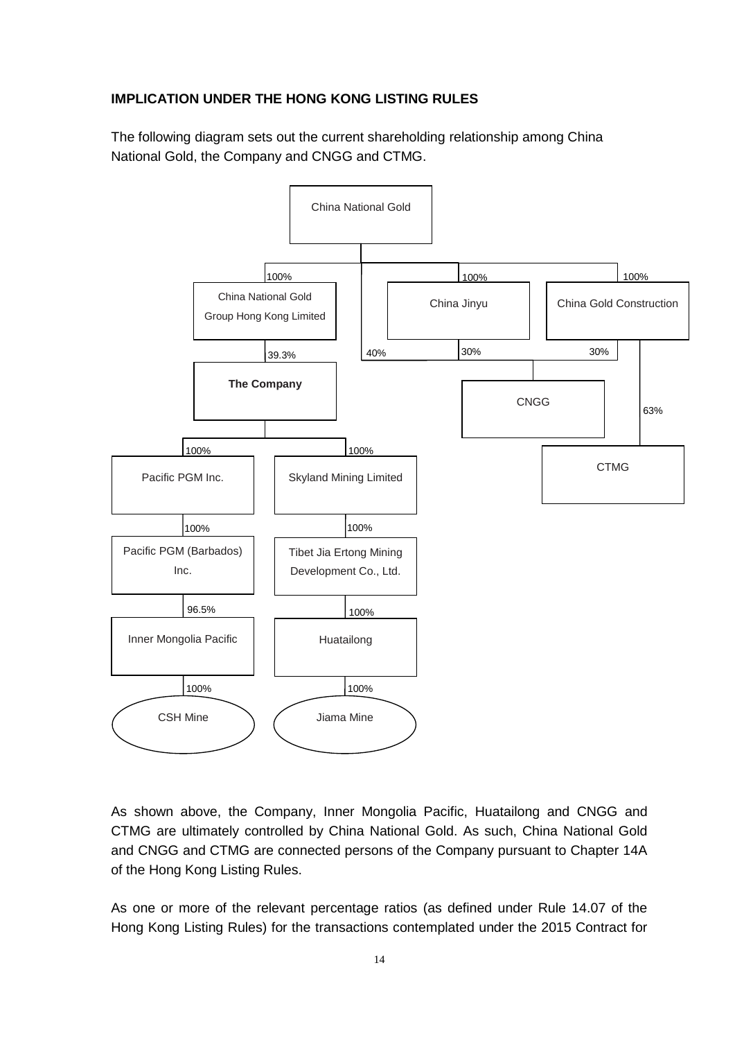**IMPLICATION UNDER THE HONG KONG LISTING RULES**

The following diagram sets out the current shareholding relationship among China National Gold, the Company and CNGG and CTMG.

China National Gold

100% — China National Gold Group Hong Kong Limited

100% — China Jinyu

100% — China Gold Construction

39.3% — The Company

40% — CNGG (China National Gold)

30% — CNGG (China Jinyu)

30% — CNGG (China Gold Construction)

63% — CTMG

The Company:

100% — Pacific PGM Inc.

100% — Skyland Mining Limited

Pacific PGM Inc.: 100% — Pacific PGM (Barbados) Inc.

Pacific PGM (Barbados) Inc.: 96.5% — Inner Mongolia Pacific

Inner Mongolia Pacific: 100% — CSH Mine

Skyland Mining Limited: 100% — Tibet Jia Ertong Mining Development Co., Ltd.

Tibet Jia Ertong Mining Development Co., Ltd.: 100% — Huatailong

Huatailong: 100% — Jiama Mine

As shown above, the Company, Inner Mongolia Pacific, Huatailong and CNGG and CTMG are ultimately controlled by China National Gold. As such, China National Gold and CNGG and CTMG are connected persons of the Company pursuant to Chapter 14A of the Hong Kong Listing Rules.

As one or more of the relevant percentage ratios (as defined under Rule 14.07 of the Hong Kong Listing Rules) for the transactions contemplated under the 2015 Contract for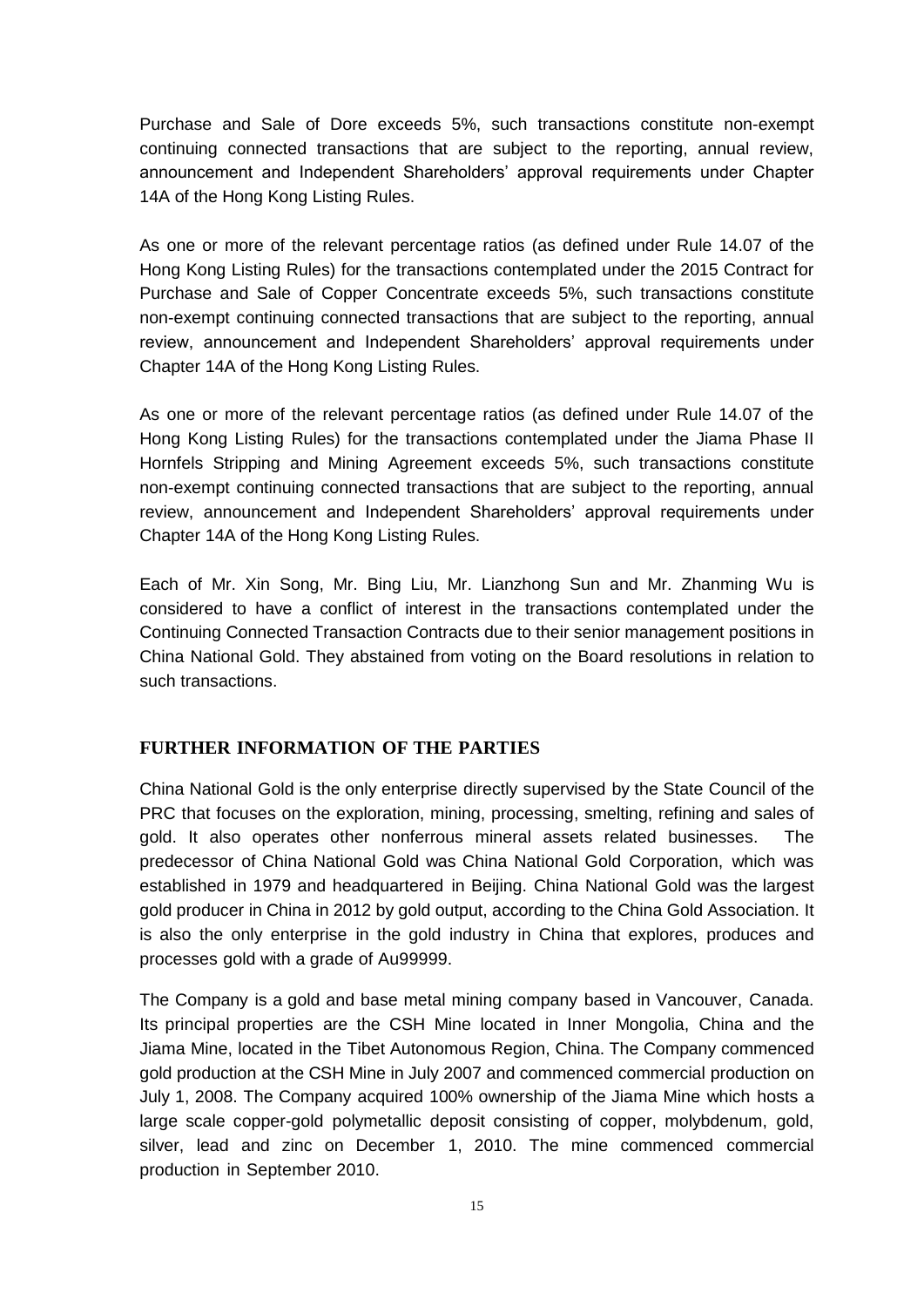Purchase and Sale of Dore exceeds 5%, such transactions constitute non-exempt continuing connected transactions that are subject to the reporting, annual review, announcement and Independent Shareholders' approval requirements under Chapter 14A of the Hong Kong Listing Rules.

As one or more of the relevant percentage ratios (as defined under Rule 14.07 of the Hong Kong Listing Rules) for the transactions contemplated under the 2015 Contract for Purchase and Sale of Copper Concentrate exceeds 5%, such transactions constitute non-exempt continuing connected transactions that are subject to the reporting, annual review, announcement and Independent Shareholders' approval requirements under Chapter 14A of the Hong Kong Listing Rules.

As one or more of the relevant percentage ratios (as defined under Rule 14.07 of the Hong Kong Listing Rules) for the transactions contemplated under the Jiama Phase II Hornfels Stripping and Mining Agreement exceeds 5%, such transactions constitute non-exempt continuing connected transactions that are subject to the reporting, annual review, announcement and Independent Shareholders' approval requirements under Chapter 14A of the Hong Kong Listing Rules.

Each of Mr. Xin Song, Mr. Bing Liu, Mr. Lianzhong Sun and Mr. Zhanming Wu is considered to have a conflict of interest in the transactions contemplated under the Continuing Connected Transaction Contracts due to their senior management positions in China National Gold. They abstained from voting on the Board resolutions in relation to such transactions.

## FURTHER INFORMATION OF THE PARTIES

China National Gold is the only enterprise directly supervised by the State Council of the PRC that focuses on the exploration, mining, processing, smelting, refining and sales of gold. It also operates other nonferrous mineral assets related businesses. The predecessor of China National Gold was China National Gold Corporation, which was established in 1979 and headquartered in Beijing. China National Gold was the largest gold producer in China in 2012 by gold output, according to the China Gold Association. It is also the only enterprise in the gold industry in China that explores, produces and processes gold with a grade of Au99999.

The Company is a gold and base metal mining company based in Vancouver, Canada. Its principal properties are the CSH Mine located in Inner Mongolia, China and the Jiama Mine, located in the Tibet Autonomous Region, China. The Company commenced gold production at the CSH Mine in July 2007 and commenced commercial production on July 1, 2008. The Company acquired 100% ownership of the Jiama Mine which hosts a large scale copper-gold polymetallic deposit consisting of copper, molybdenum, gold, silver, lead and zinc on December 1, 2010. The mine commenced commercial production in September 2010.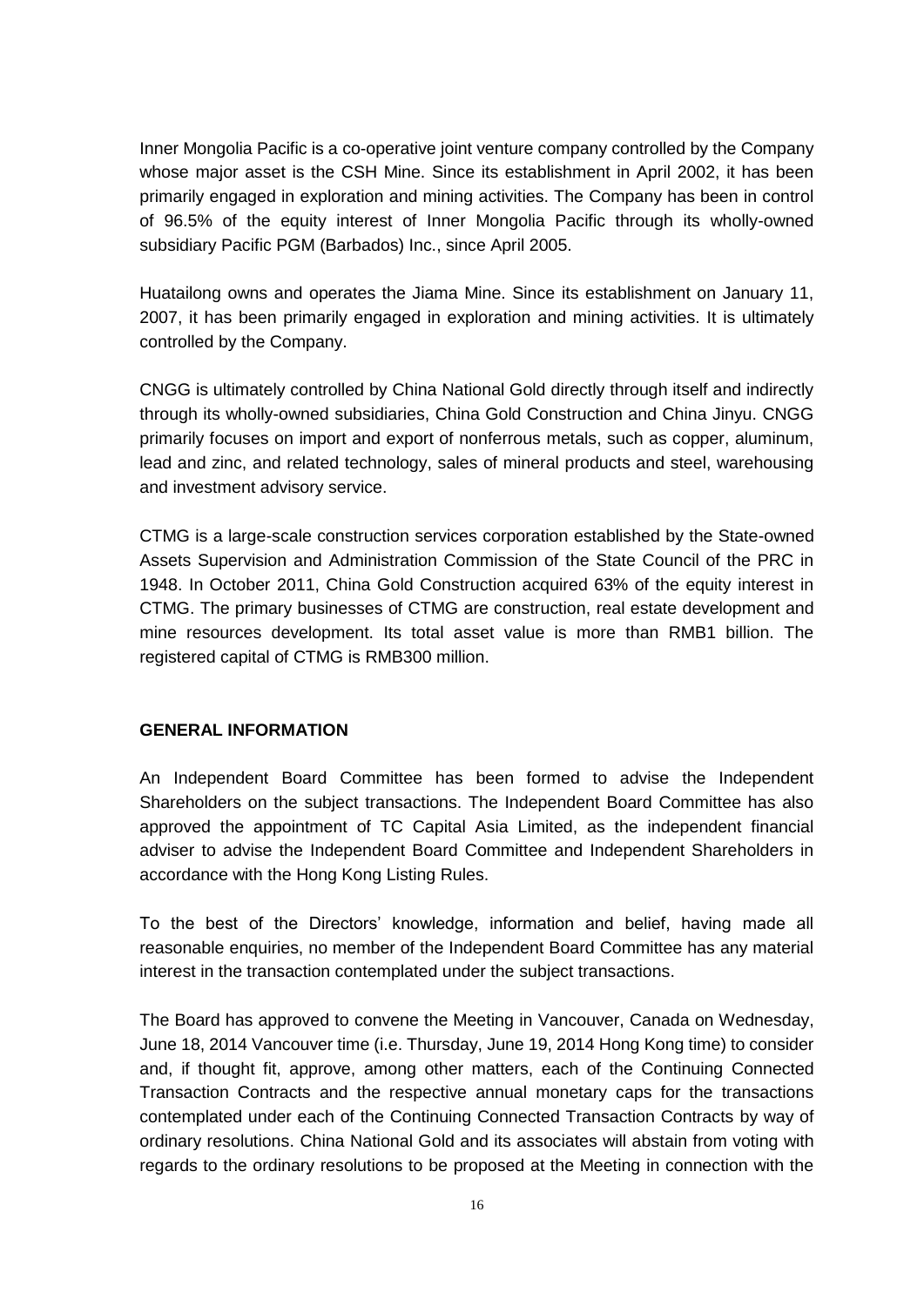Inner Mongolia Pacific is a co-operative joint venture company controlled by the Company whose major asset is the CSH Mine. Since its establishment in April 2002, it has been primarily engaged in exploration and mining activities. The Company has been in control of 96.5% of the equity interest of Inner Mongolia Pacific through its wholly-owned subsidiary Pacific PGM (Barbados) Inc., since April 2005.

Huatailong owns and operates the Jiama Mine. Since its establishment on January 11, 2007, it has been primarily engaged in exploration and mining activities. It is ultimately controlled by the Company.

CNGG is ultimately controlled by China National Gold directly through itself and indirectly through its wholly-owned subsidiaries, China Gold Construction and China Jinyu. CNGG primarily focuses on import and export of nonferrous metals, such as copper, aluminum, lead and zinc, and related technology, sales of mineral products and steel, warehousing and investment advisory service.

CTMG is a large-scale construction services corporation established by the State-owned Assets Supervision and Administration Commission of the State Council of the PRC in 1948. In October 2011, China Gold Construction acquired 63% of the equity interest in CTMG. The primary businesses of CTMG are construction, real estate development and mine resources development. Its total asset value is more than RMB1 billion. The registered capital of CTMG is RMB300 million.

**GENERAL INFORMATION**

An Independent Board Committee has been formed to advise the Independent Shareholders on the subject transactions. The Independent Board Committee has also approved the appointment of TC Capital Asia Limited, as the independent financial adviser to advise the Independent Board Committee and Independent Shareholders in accordance with the Hong Kong Listing Rules.

To the best of the Directors' knowledge, information and belief, having made all reasonable enquiries, no member of the Independent Board Committee has any material interest in the transaction contemplated under the subject transactions.

The Board has approved to convene the Meeting in Vancouver, Canada on Wednesday, June 18, 2014 Vancouver time (i.e. Thursday, June 19, 2014 Hong Kong time) to consider and, if thought fit, approve, among other matters, each of the Continuing Connected Transaction Contracts and the respective annual monetary caps for the transactions contemplated under each of the Continuing Connected Transaction Contracts by way of ordinary resolutions. China National Gold and its associates will abstain from voting with regards to the ordinary resolutions to be proposed at the Meeting in connection with the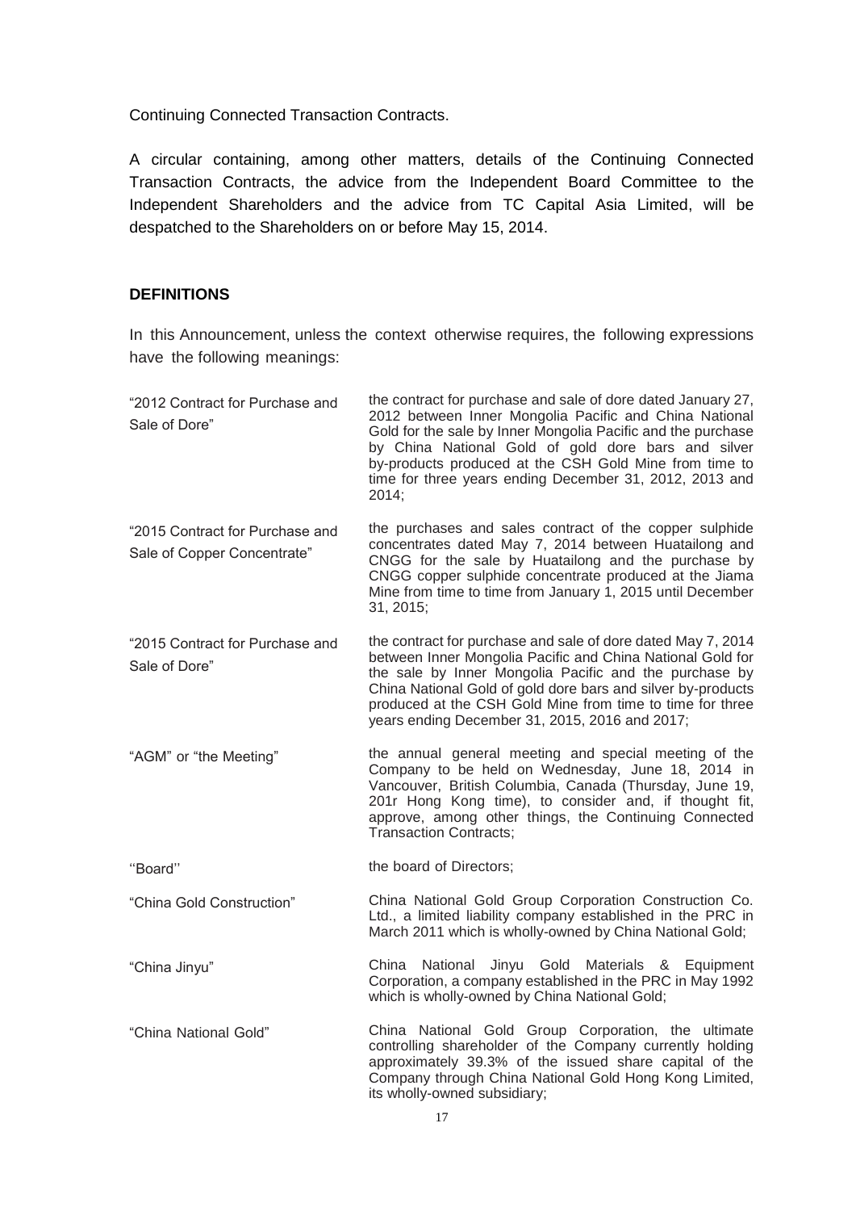Continuing Connected Transaction Contracts.

A circular containing, among other matters, details of the Continuing Connected Transaction Contracts, the advice from the Independent Board Committee to the Independent Shareholders and the advice from TC Capital Asia Limited, will be despatched to the Shareholders on or before May 15, 2014.

## DEFINITIONS

In this Announcement, unless the context otherwise requires, the following expressions have the following meanings:

| | |
|---|---|
| "2012 Contract for Purchase and Sale of Dore" | the contract for purchase and sale of dore dated January 27, 2012 between Inner Mongolia Pacific and China National Gold for the sale by Inner Mongolia Pacific and the purchase by China National Gold of gold dore bars and silver by-products produced at the CSH Gold Mine from time to time for three years ending December 31, 2012, 2013 and 2014; |
| "2015 Contract for Purchase and Sale of Copper Concentrate" | the purchases and sales contract of the copper sulphide concentrates dated May 7, 2014 between Huatailong and CNGG for the sale by Huatailong and the purchase by CNGG copper sulphide concentrate produced at the Jiama Mine from time to time from January 1, 2015 until December 31, 2015; |
| "2015 Contract for Purchase and Sale of Dore" | the contract for purchase and sale of dore dated May 7, 2014 between Inner Mongolia Pacific and China National Gold for the sale by Inner Mongolia Pacific and the purchase by China National Gold of gold dore bars and silver by-products produced at the CSH Gold Mine from time to time for three years ending December 31, 2015, 2016 and 2017; |
| "AGM" or "the Meeting" | the annual general meeting and special meeting of the Company to be held on Wednesday, June 18, 2014 in Vancouver, British Columbia, Canada (Thursday, June 19, 201r Hong Kong time), to consider and, if thought fit, approve, among other things, the Continuing Connected Transaction Contracts; |
| ''Board'' | the board of Directors; |
| "China Gold Construction" | China National Gold Group Corporation Construction Co. Ltd., a limited liability company established in the PRC in March 2011 which is wholly-owned by China National Gold; |
| "China Jinyu" | China National Jinyu Gold Materials & Equipment Corporation, a company established in the PRC in May 1992 which is wholly-owned by China National Gold; |
| "China National Gold" | China National Gold Group Corporation, the ultimate controlling shareholder of the Company currently holding approximately 39.3% of the issued share capital of the Company through China National Gold Hong Kong Limited, its wholly-owned subsidiary; |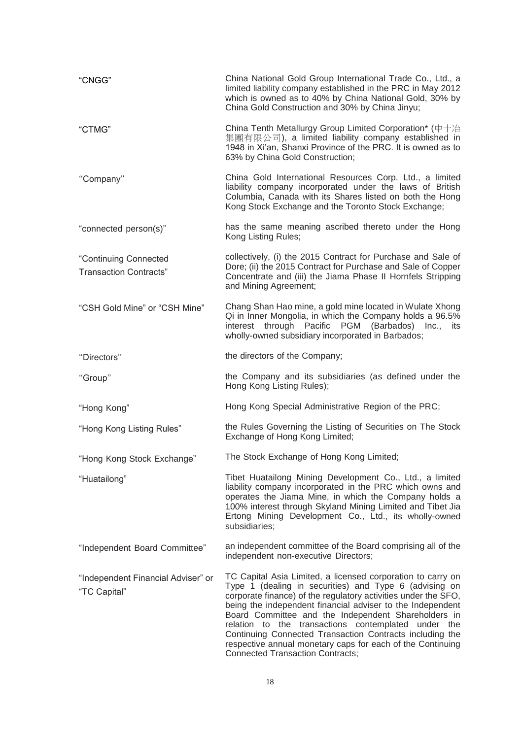| | |
|---|---|
| "CNGG" | China National Gold Group International Trade Co., Ltd., a limited liability company established in the PRC in May 2012 which is owned as to 40% by China National Gold, 30% by China Gold Construction and 30% by China Jinyu; |
| "CTMG" | China Tenth Metallurgy Group Limited Corporation* (中十冶集團有限公司), a limited liability company established in 1948 in Xi'an, Shanxi Province of the PRC. It is owned as to 63% by China Gold Construction; |
| "Company" | China Gold International Resources Corp. Ltd., a limited liability company incorporated under the laws of British Columbia, Canada with its Shares listed on both the Hong Kong Stock Exchange and the Toronto Stock Exchange; |
| "connected person(s)" | has the same meaning ascribed thereto under the Hong Kong Listing Rules; |
| "Continuing Connected Transaction Contracts" | collectively, (i) the 2015 Contract for Purchase and Sale of Dore; (ii) the 2015 Contract for Purchase and Sale of Copper Concentrate and (iii) the Jiama Phase II Hornfels Stripping and Mining Agreement; |
| "CSH Gold Mine" or "CSH Mine" | Chang Shan Hao mine, a gold mine located in Wulate Xhong Qi in Inner Mongolia, in which the Company holds a 96.5% interest through Pacific PGM (Barbados) Inc., its wholly-owned subsidiary incorporated in Barbados; |
| "Directors" | the directors of the Company; |
| "Group" | the Company and its subsidiaries (as defined under the Hong Kong Listing Rules); |
| "Hong Kong" | Hong Kong Special Administrative Region of the PRC; |
| "Hong Kong Listing Rules" | the Rules Governing the Listing of Securities on The Stock Exchange of Hong Kong Limited; |
| "Hong Kong Stock Exchange" | The Stock Exchange of Hong Kong Limited; |
| "Huatailong" | Tibet Huatailong Mining Development Co., Ltd., a limited liability company incorporated in the PRC which owns and operates the Jiama Mine, in which the Company holds a 100% interest through Skyland Mining Limited and Tibet Jia Ertong Mining Development Co., Ltd., its wholly-owned subsidiaries; |
| "Independent Board Committee" | an independent committee of the Board comprising all of the independent non-executive Directors; |
| "Independent Financial Adviser" or "TC Capital" | TC Capital Asia Limited, a licensed corporation to carry on Type 1 (dealing in securities) and Type 6 (advising on corporate finance) of the regulatory activities under the SFO, being the independent financial adviser to the Independent Board Committee and the Independent Shareholders in relation to the transactions contemplated under the Continuing Connected Transaction Contracts including the respective annual monetary caps for each of the Continuing Connected Transaction Contracts; |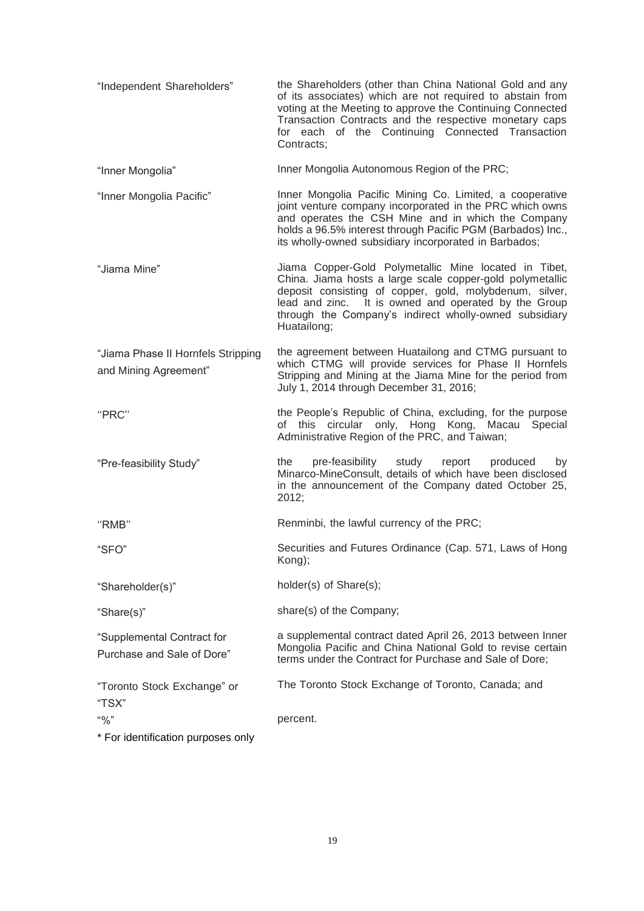| | |
|---|---|
| "Independent Shareholders" | the Shareholders (other than China National Gold and any of its associates) which are not required to abstain from voting at the Meeting to approve the Continuing Connected Transaction Contracts and the respective monetary caps for each of the Continuing Connected Transaction Contracts; |
| "Inner Mongolia" | Inner Mongolia Autonomous Region of the PRC; |
| "Inner Mongolia Pacific" | Inner Mongolia Pacific Mining Co. Limited, a cooperative joint venture company incorporated in the PRC which owns and operates the CSH Mine and in which the Company holds a 96.5% interest through Pacific PGM (Barbados) Inc., its wholly-owned subsidiary incorporated in Barbados; |
| "Jiama Mine" | Jiama Copper-Gold Polymetallic Mine located in Tibet, China. Jiama hosts a large scale copper-gold polymetallic deposit consisting of copper, gold, molybdenum, silver, lead and zinc. It is owned and operated by the Group through the Company's indirect wholly-owned subsidiary Huatailong; |
| "Jiama Phase II Hornfels Stripping and Mining Agreement" | the agreement between Huatailong and CTMG pursuant to which CTMG will provide services for Phase II Hornfels Stripping and Mining at the Jiama Mine for the period from July 1, 2014 through December 31, 2016; |
| "PRC" | the People's Republic of China, excluding, for the purpose of this circular only, Hong Kong, Macau Special Administrative Region of the PRC, and Taiwan; |
| "Pre-feasibility Study" | the pre-feasibility study report produced by Minarco-MineConsult, details of which have been disclosed in the announcement of the Company dated October 25, 2012; |
| "RMB" | Renminbi, the lawful currency of the PRC; |
| "SFO" | Securities and Futures Ordinance (Cap. 571, Laws of Hong Kong); |
| "Shareholder(s)" | holder(s) of Share(s); |
| "Share(s)" | share(s) of the Company; |
| "Supplemental Contract for Purchase and Sale of Dore" | a supplemental contract dated April 26, 2013 between Inner Mongolia Pacific and China National Gold to revise certain terms under the Contract for Purchase and Sale of Dore; |
| "Toronto Stock Exchange" or "TSX" | The Toronto Stock Exchange of Toronto, Canada; and |
| "%" | percent. |

* For identification purposes only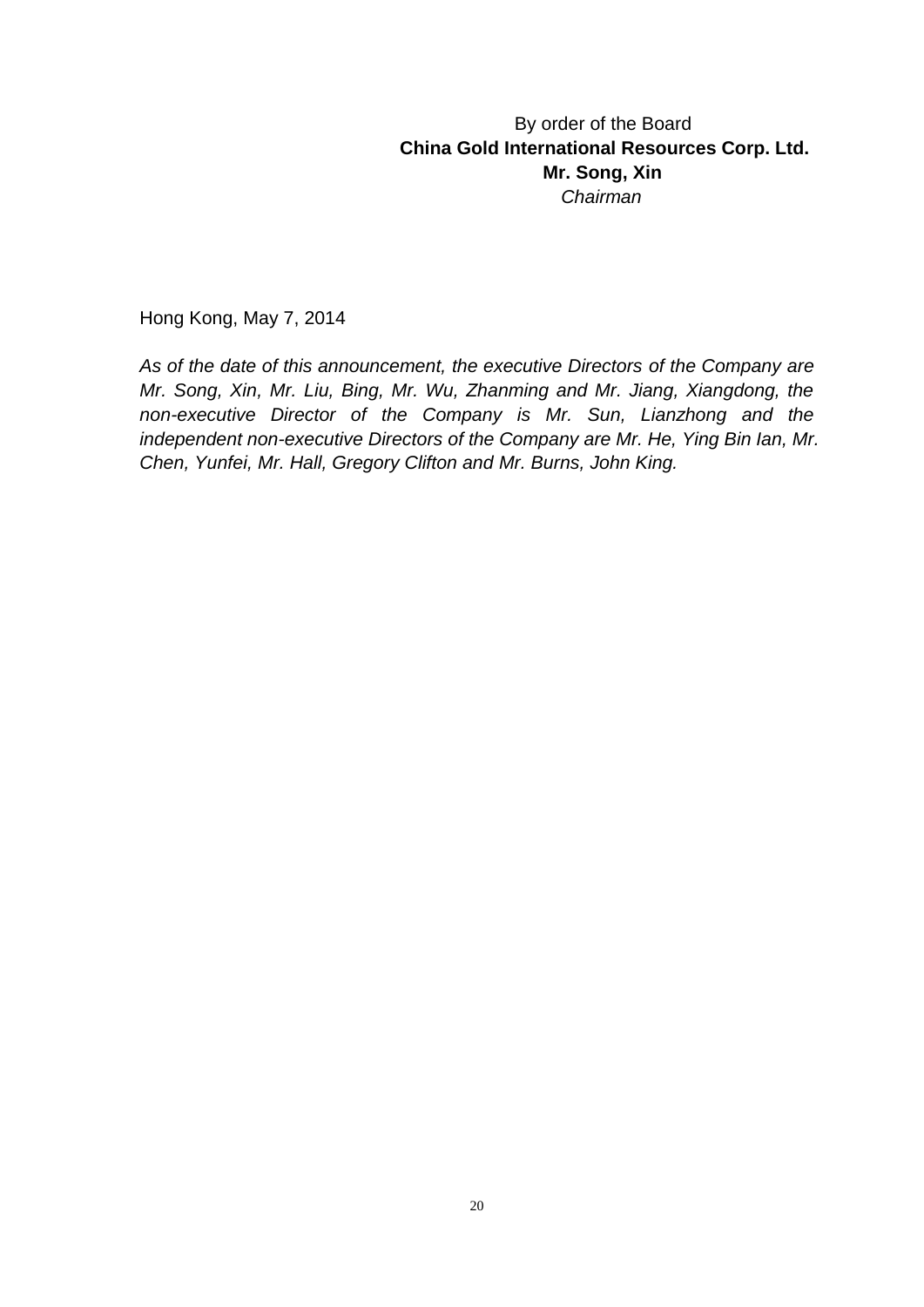By order of the Board
**China Gold International Resources Corp. Ltd.**
**Mr. Song, Xin**
*Chairman*

Hong Kong, May 7, 2014

*As of the date of this announcement, the executive Directors of the Company are Mr. Song, Xin, Mr. Liu, Bing, Mr. Wu, Zhanming and Mr. Jiang, Xiangdong, the non-executive Director of the Company is Mr. Sun, Lianzhong and the independent non-executive Directors of the Company are Mr. He, Ying Bin Ian, Mr. Chen, Yunfei, Mr. Hall, Gregory Clifton and Mr. Burns, John King.*